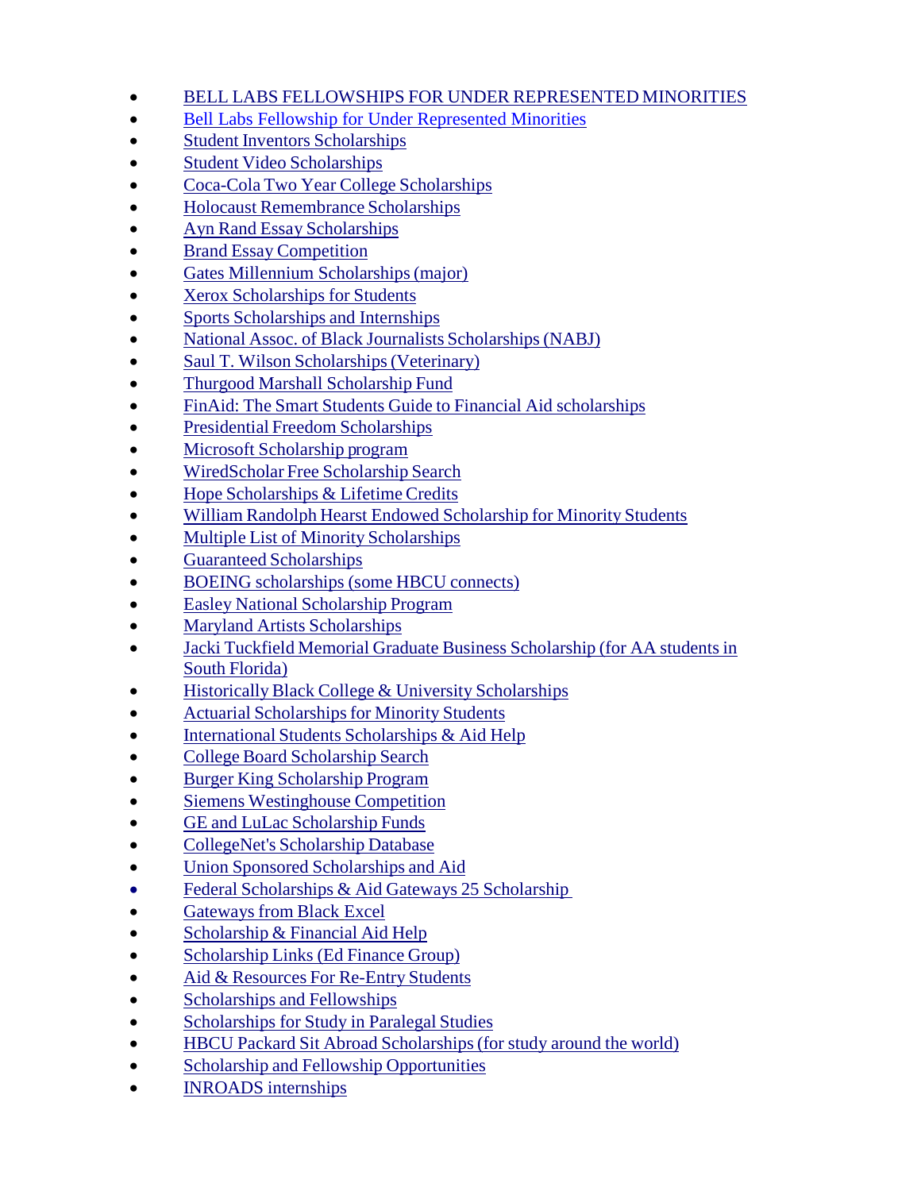- BELL LABS FELLOWSHIPS FOR UNDER REPRESENTED MINORITIES
- Bell Labs Fellowship for Under Represented Minorities
- Student Inventors Scholarships
- Student Video Scholarships
- Coca-Cola Two Year College Scholarships
- Holocaust Remembrance Scholarships
- Ayn Rand Essay Scholarships
- Brand Essay Competition
- Gates Millennium Scholarships (major)
- Xerox Scholarships for Students
- Sports Scholarships and Internships
- National Assoc. of Black Journalists Scholarships (NABJ)
- Saul T. Wilson Scholarships (Veterinary)
- Thurgood Marshall Scholarship Fund
- FinAid: The Smart Students Guide to Financial Aid scholarships
- Presidential Freedom Scholarships
- Microsoft Scholarship program
- WiredScholar Free Scholarship Search
- Hope Scholarships & Lifetime Credits
- William Randolph Hearst Endowed Scholarship for Minority Students
- Multiple List of Minority Scholarships
- Guaranteed Scholarships
- BOEING scholarships (some HBCU connects)
- Easley National Scholarship Program
- Maryland Artists Scholarships
- Jacki Tuckfield Memorial Graduate Business Scholarship (for AA students in South Florida)
- Historically Black College & University Scholarships
- Actuarial Scholarships for Minority Students
- International Students Scholarships & Aid Help
- College Board Scholarship Search
- Burger King Scholarship Program
- Siemens Westinghouse Competition
- GE and LuLac Scholarship Funds
- CollegeNet's Scholarship Database
- Union Sponsored Scholarships and Aid
- Federal Scholarships & Aid Gateways 25 Scholarship
- Gateways from Black Excel
- Scholarship & Financial Aid Help
- Scholarship Links (Ed Finance Group)
- Aid & Resources For Re-Entry Students
- Scholarships and Fellowships
- Scholarships for Study in Paralegal Studies
- HBCU Packard Sit Abroad Scholarships (for study around the world)
- Scholarship and Fellowship Opportunities
- INROADS internships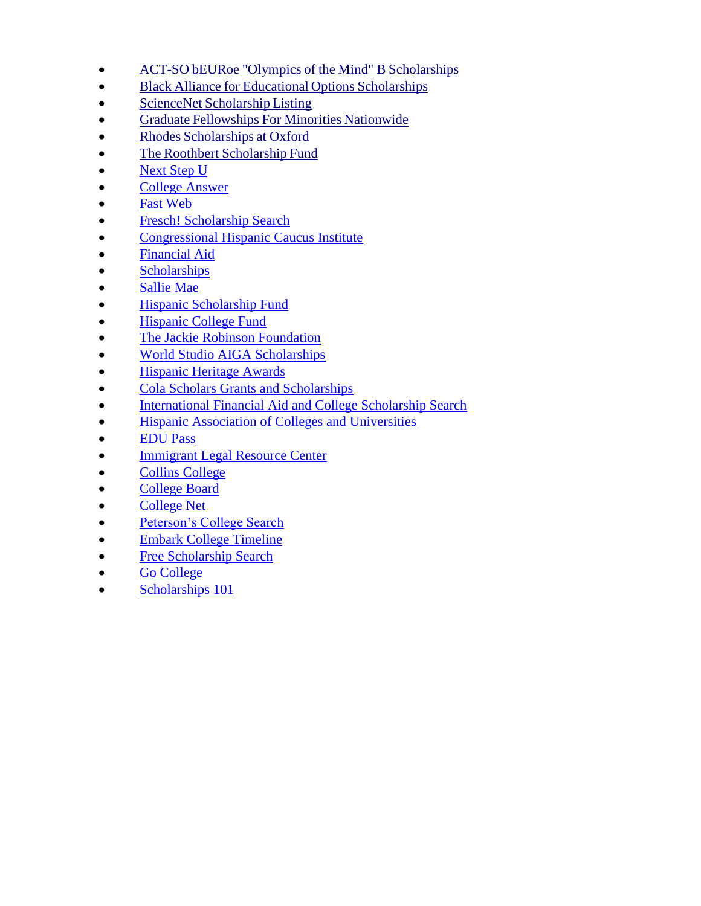- ACT-SO bEURoe "Olympics of the Mind" B Scholarships
- Black Alliance for Educational Options Scholarships
- ScienceNet Scholarship Listing
- Graduate Fellowships For Minorities Nationwide
- Rhodes Scholarships at Oxford
- The Roothbert Scholarship Fund
- Next Step U
- College Answer
- Fast Web
- Fresch! Scholarship Search
- Congressional Hispanic Caucus Institute
- Financial Aid
- Scholarships
- Sallie Mae
- Hispanic Scholarship Fund
- Hispanic College Fund
- The Jackie Robinson Foundation
- World Studio AIGA Scholarships
- Hispanic Heritage Awards
- Cola Scholars Grants and Scholarships
- International Financial Aid and College Scholarship Search
- Hispanic Association of Colleges and Universities
- EDU Pass
- Immigrant Legal Resource Center
- Collins College
- College Board
- College Net
- Peterson's College Search
- Embark College Timeline
- Free Scholarship Search
- Go College
- Scholarships 101